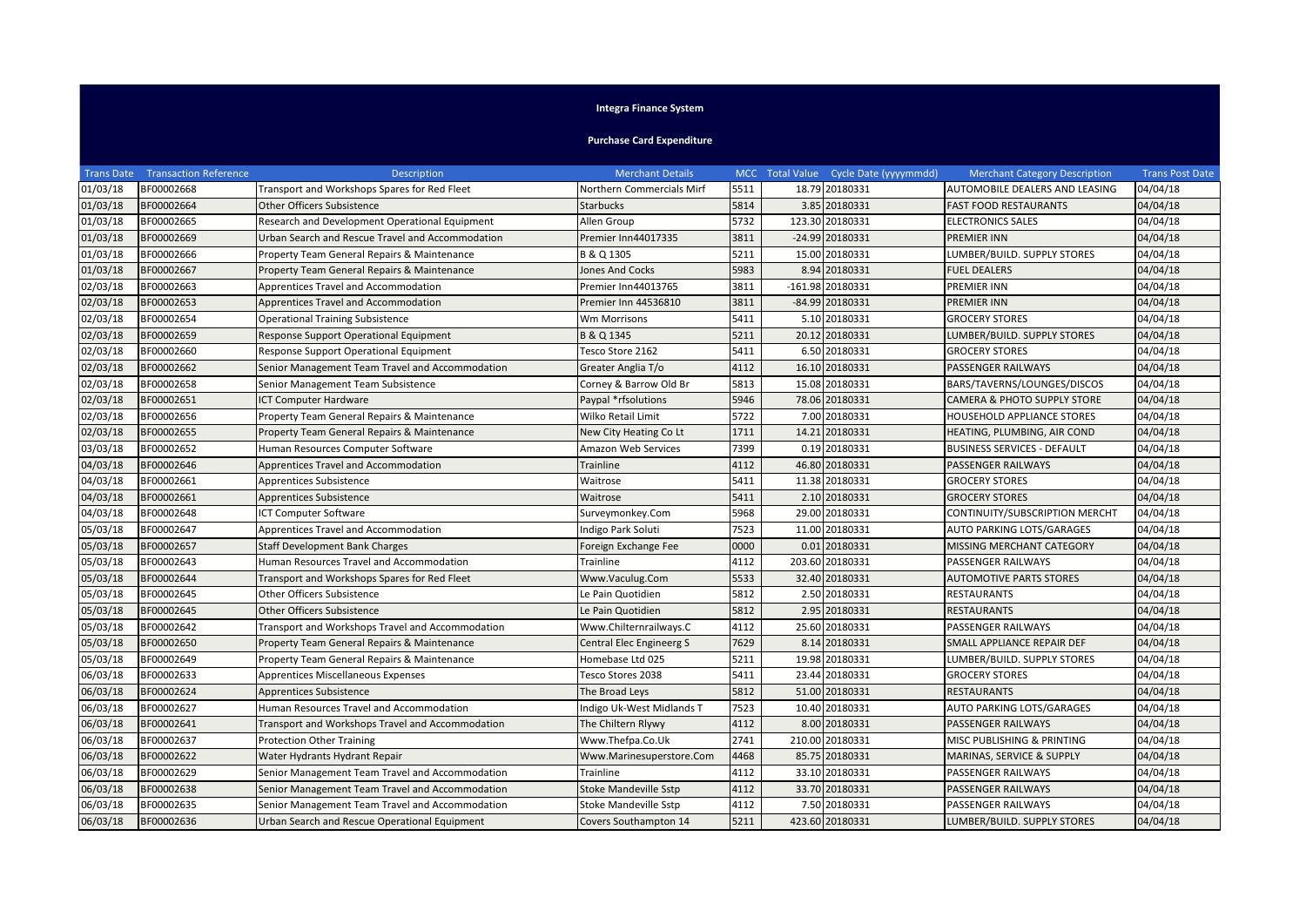# Integra Finance System

## Purchase Card Expenditure

| Trans Date | Transaction Reference | Description | Merchant Details | MCC | Total Value | Cycle Date (yyyymmdd) | Merchant Category Description | Trans Post Date |
|---|---|---|---|---|---|---|---|---|
| 01/03/18 | BF00002668 | Transport and Workshops Spares for Red Fleet | Northern Commercials Mirf | 5511 | 18.79 | 20180331 | AUTOMOBILE DEALERS AND LEASING | 04/04/18 |
| 01/03/18 | BF00002664 | Other Officers Subsistence | Starbucks | 5814 | 3.85 | 20180331 | FAST FOOD RESTAURANTS | 04/04/18 |
| 01/03/18 | BF00002665 | Research and Development Operational Equipment | Allen Group | 5732 | 123.30 | 20180331 | ELECTRONICS SALES | 04/04/18 |
| 01/03/18 | BF00002669 | Urban Search and Rescue Travel and Accommodation | Premier Inn44017335 | 3811 | -24.99 | 20180331 | PREMIER INN | 04/04/18 |
| 01/03/18 | BF00002666 | Property Team General Repairs & Maintenance | B & Q 1305 | 5211 | 15.00 | 20180331 | LUMBER/BUILD. SUPPLY STORES | 04/04/18 |
| 01/03/18 | BF00002667 | Property Team General Repairs & Maintenance | Jones And Cocks | 5983 | 8.94 | 20180331 | FUEL DEALERS | 04/04/18 |
| 02/03/18 | BF00002663 | Apprentices Travel and Accommodation | Premier Inn44013765 | 3811 | -161.98 | 20180331 | PREMIER INN | 04/04/18 |
| 02/03/18 | BF00002653 | Apprentices Travel and Accommodation | Premier Inn 44536810 | 3811 | -84.99 | 20180331 | PREMIER INN | 04/04/18 |
| 02/03/18 | BF00002654 | Operational Training Subsistence | Wm Morrisons | 5411 | 5.10 | 20180331 | GROCERY STORES | 04/04/18 |
| 02/03/18 | BF00002659 | Response Support Operational Equipment | B & Q 1345 | 5211 | 20.12 | 20180331 | LUMBER/BUILD. SUPPLY STORES | 04/04/18 |
| 02/03/18 | BF00002660 | Response Support Operational Equipment | Tesco Store 2162 | 5411 | 6.50 | 20180331 | GROCERY STORES | 04/04/18 |
| 02/03/18 | BF00002662 | Senior Management Team Travel and Accommodation | Greater Anglia T/o | 4112 | 16.10 | 20180331 | PASSENGER RAILWAYS | 04/04/18 |
| 02/03/18 | BF00002658 | Senior Management Team Subsistence | Corney & Barrow Old Br | 5813 | 15.08 | 20180331 | BARS/TAVERNS/LOUNGES/DISCOS | 04/04/18 |
| 02/03/18 | BF00002651 | ICT Computer Hardware | Paypal *rfsolutions | 5946 | 78.06 | 20180331 | CAMERA & PHOTO SUPPLY STORE | 04/04/18 |
| 02/03/18 | BF00002656 | Property Team General Repairs & Maintenance | Wilko Retail Limit | 5722 | 7.00 | 20180331 | HOUSEHOLD APPLIANCE STORES | 04/04/18 |
| 02/03/18 | BF00002655 | Property Team General Repairs & Maintenance | New City Heating Co Lt | 1711 | 14.21 | 20180331 | HEATING, PLUMBING, AIR COND | 04/04/18 |
| 03/03/18 | BF00002652 | Human Resources Computer Software | Amazon Web Services | 7399 | 0.19 | 20180331 | BUSINESS SERVICES - DEFAULT | 04/04/18 |
| 04/03/18 | BF00002646 | Apprentices Travel and Accommodation | Trainline | 4112 | 46.80 | 20180331 | PASSENGER RAILWAYS | 04/04/18 |
| 04/03/18 | BF00002661 | Apprentices Subsistence | Waitrose | 5411 | 11.38 | 20180331 | GROCERY STORES | 04/04/18 |
| 04/03/18 | BF00002661 | Apprentices Subsistence | Waitrose | 5411 | 2.10 | 20180331 | GROCERY STORES | 04/04/18 |
| 04/03/18 | BF00002648 | ICT Computer Software | Surveymonkey.Com | 5968 | 29.00 | 20180331 | CONTINUITY/SUBSCRIPTION MERCHT | 04/04/18 |
| 05/03/18 | BF00002647 | Apprentices Travel and Accommodation | Indigo Park Soluti | 7523 | 11.00 | 20180331 | AUTO PARKING LOTS/GARAGES | 04/04/18 |
| 05/03/18 | BF00002657 | Staff Development Bank Charges | Foreign Exchange Fee | 0000 | 0.01 | 20180331 | MISSING MERCHANT CATEGORY | 04/04/18 |
| 05/03/18 | BF00002643 | Human Resources Travel and Accommodation | Trainline | 4112 | 203.60 | 20180331 | PASSENGER RAILWAYS | 04/04/18 |
| 05/03/18 | BF00002644 | Transport and Workshops Spares for Red Fleet | Www.Vaculug.Com | 5533 | 32.40 | 20180331 | AUTOMOTIVE PARTS STORES | 04/04/18 |
| 05/03/18 | BF00002645 | Other Officers Subsistence | Le Pain Quotidien | 5812 | 2.50 | 20180331 | RESTAURANTS | 04/04/18 |
| 05/03/18 | BF00002645 | Other Officers Subsistence | Le Pain Quotidien | 5812 | 2.95 | 20180331 | RESTAURANTS | 04/04/18 |
| 05/03/18 | BF00002642 | Transport and Workshops Travel and Accommodation | Www.Chilternrailways.C | 4112 | 25.60 | 20180331 | PASSENGER RAILWAYS | 04/04/18 |
| 05/03/18 | BF00002650 | Property Team General Repairs & Maintenance | Central Elec Engineerg S | 7629 | 8.14 | 20180331 | SMALL APPLIANCE REPAIR DEF | 04/04/18 |
| 05/03/18 | BF00002649 | Property Team General Repairs & Maintenance | Homebase Ltd 025 | 5211 | 19.98 | 20180331 | LUMBER/BUILD. SUPPLY STORES | 04/04/18 |
| 06/03/18 | BF00002633 | Apprentices Miscellaneous Expenses | Tesco Stores 2038 | 5411 | 23.44 | 20180331 | GROCERY STORES | 04/04/18 |
| 06/03/18 | BF00002624 | Apprentices Subsistence | The Broad Leys | 5812 | 51.00 | 20180331 | RESTAURANTS | 04/04/18 |
| 06/03/18 | BF00002627 | Human Resources Travel and Accommodation | Indigo Uk-West Midlands T | 7523 | 10.40 | 20180331 | AUTO PARKING LOTS/GARAGES | 04/04/18 |
| 06/03/18 | BF00002641 | Transport and Workshops Travel and Accommodation | The Chiltern Rlywy | 4112 | 8.00 | 20180331 | PASSENGER RAILWAYS | 04/04/18 |
| 06/03/18 | BF00002637 | Protection Other Training | Www.Thefpa.Co.Uk | 2741 | 210.00 | 20180331 | MISC PUBLISHING & PRINTING | 04/04/18 |
| 06/03/18 | BF00002622 | Water Hydrants Hydrant Repair | Www.Marinesuperstore.Com | 4468 | 85.75 | 20180331 | MARINAS, SERVICE & SUPPLY | 04/04/18 |
| 06/03/18 | BF00002629 | Senior Management Team Travel and Accommodation | Trainline | 4112 | 33.10 | 20180331 | PASSENGER RAILWAYS | 04/04/18 |
| 06/03/18 | BF00002638 | Senior Management Team Travel and Accommodation | Stoke Mandeville Sstp | 4112 | 33.70 | 20180331 | PASSENGER RAILWAYS | 04/04/18 |
| 06/03/18 | BF00002635 | Senior Management Team Travel and Accommodation | Stoke Mandeville Sstp | 4112 | 7.50 | 20180331 | PASSENGER RAILWAYS | 04/04/18 |
| 06/03/18 | BF00002636 | Urban Search and Rescue Operational Equipment | Covers Southampton 14 | 5211 | 423.60 | 20180331 | LUMBER/BUILD. SUPPLY STORES | 04/04/18 |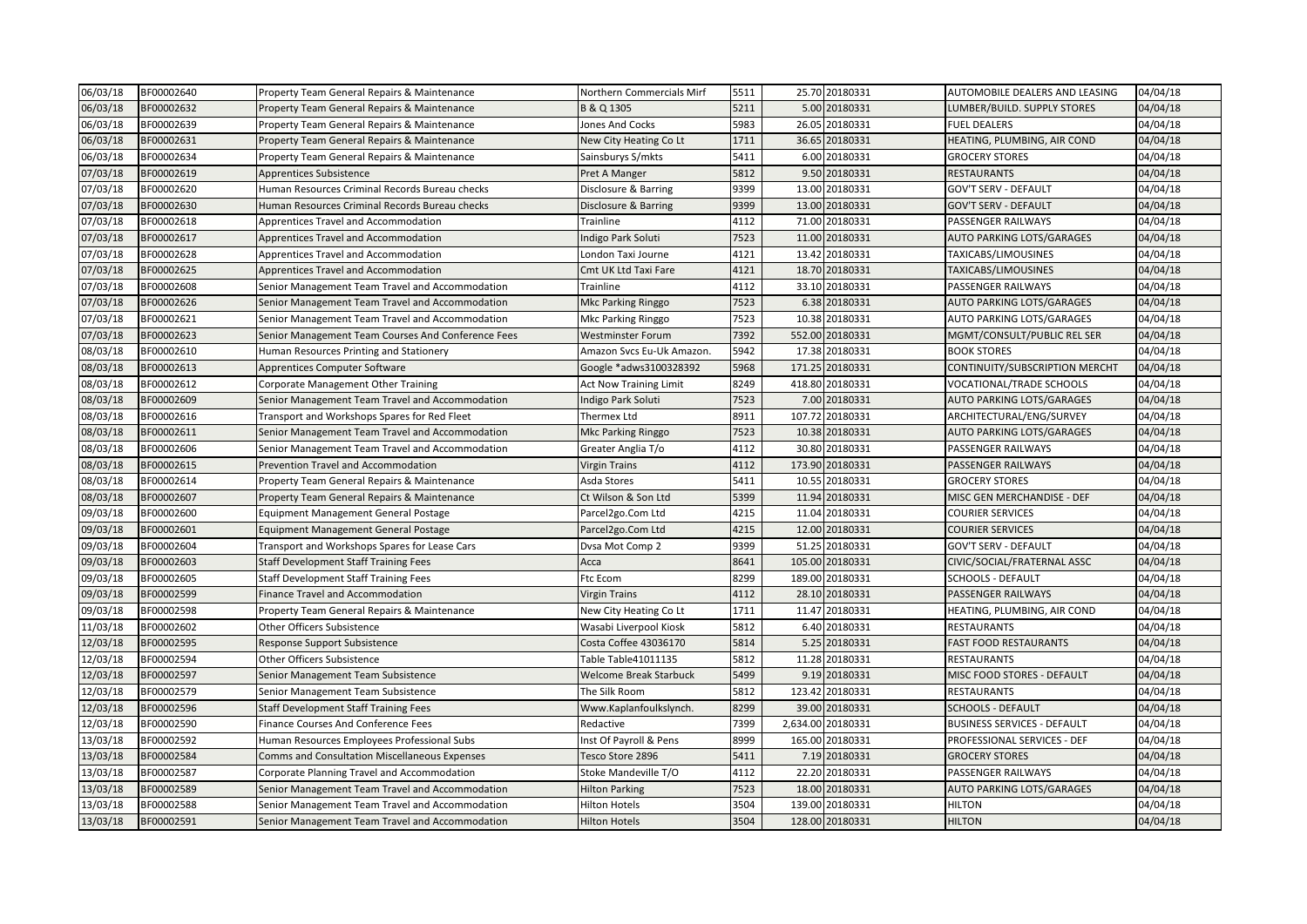| 06/03/18 | BF00002640 | Property Team General Repairs & Maintenance | Northern Commercials Mirf | 5511 | 25.70 | 20180331 | AUTOMOBILE DEALERS AND LEASING | 04/04/18 |
|---|---|---|---|---|---|---|---|---|
| 06/03/18 | BF00002632 | Property Team General Repairs & Maintenance | B & Q 1305 | 5211 | 5.00 | 20180331 | LUMBER/BUILD. SUPPLY STORES | 04/04/18 |
| 06/03/18 | BF00002639 | Property Team General Repairs & Maintenance | Jones And Cocks | 5983 | 26.05 | 20180331 | FUEL DEALERS | 04/04/18 |
| 06/03/18 | BF00002631 | Property Team General Repairs & Maintenance | New City Heating Co Lt | 1711 | 36.65 | 20180331 | HEATING, PLUMBING, AIR COND | 04/04/18 |
| 06/03/18 | BF00002634 | Property Team General Repairs & Maintenance | Sainsburys S/mkts | 5411 | 6.00 | 20180331 | GROCERY STORES | 04/04/18 |
| 07/03/18 | BF00002619 | Apprentices Subsistence | Pret A Manger | 5812 | 9.50 | 20180331 | RESTAURANTS | 04/04/18 |
| 07/03/18 | BF00002620 | Human Resources Criminal Records Bureau checks | Disclosure & Barring | 9399 | 13.00 | 20180331 | GOV'T SERV - DEFAULT | 04/04/18 |
| 07/03/18 | BF00002630 | Human Resources Criminal Records Bureau checks | Disclosure & Barring | 9399 | 13.00 | 20180331 | GOV'T SERV - DEFAULT | 04/04/18 |
| 07/03/18 | BF00002618 | Apprentices Travel and Accommodation | Trainline | 4112 | 71.00 | 20180331 | PASSENGER RAILWAYS | 04/04/18 |
| 07/03/18 | BF00002617 | Apprentices Travel and Accommodation | Indigo Park Soluti | 7523 | 11.00 | 20180331 | AUTO PARKING LOTS/GARAGES | 04/04/18 |
| 07/03/18 | BF00002628 | Apprentices Travel and Accommodation | London Taxi Journe | 4121 | 13.42 | 20180331 | TAXICABS/LIMOUSINES | 04/04/18 |
| 07/03/18 | BF00002625 | Apprentices Travel and Accommodation | Cmt UK Ltd Taxi Fare | 4121 | 18.70 | 20180331 | TAXICABS/LIMOUSINES | 04/04/18 |
| 07/03/18 | BF00002608 | Senior Management Team Travel and Accommodation | Trainline | 4112 | 33.10 | 20180331 | PASSENGER RAILWAYS | 04/04/18 |
| 07/03/18 | BF00002626 | Senior Management Team Travel and Accommodation | Mkc Parking Ringgo | 7523 | 6.38 | 20180331 | AUTO PARKING LOTS/GARAGES | 04/04/18 |
| 07/03/18 | BF00002621 | Senior Management Team Travel and Accommodation | Mkc Parking Ringgo | 7523 | 10.38 | 20180331 | AUTO PARKING LOTS/GARAGES | 04/04/18 |
| 07/03/18 | BF00002623 | Senior Management Team Courses And Conference Fees | Westminster Forum | 7392 | 552.00 | 20180331 | MGMT/CONSULT/PUBLIC REL SER | 04/04/18 |
| 08/03/18 | BF00002610 | Human Resources Printing and Stationery | Amazon Svcs Eu-Uk Amazon. | 5942 | 17.38 | 20180331 | BOOK STORES | 04/04/18 |
| 08/03/18 | BF00002613 | Apprentices Computer Software | Google *adws3100328392 | 5968 | 171.25 | 20180331 | CONTINUITY/SUBSCRIPTION MERCHT | 04/04/18 |
| 08/03/18 | BF00002612 | Corporate Management Other Training | Act Now Training Limit | 8249 | 418.80 | 20180331 | VOCATIONAL/TRADE SCHOOLS | 04/04/18 |
| 08/03/18 | BF00002609 | Senior Management Team Travel and Accommodation | Indigo Park Soluti | 7523 | 7.00 | 20180331 | AUTO PARKING LOTS/GARAGES | 04/04/18 |
| 08/03/18 | BF00002616 | Transport and Workshops Spares for Red Fleet | Thermex Ltd | 8911 | 107.72 | 20180331 | ARCHITECTURAL/ENG/SURVEY | 04/04/18 |
| 08/03/18 | BF00002611 | Senior Management Team Travel and Accommodation | Mkc Parking Ringgo | 7523 | 10.38 | 20180331 | AUTO PARKING LOTS/GARAGES | 04/04/18 |
| 08/03/18 | BF00002606 | Senior Management Team Travel and Accommodation | Greater Anglia T/o | 4112 | 30.80 | 20180331 | PASSENGER RAILWAYS | 04/04/18 |
| 08/03/18 | BF00002615 | Prevention Travel and Accommodation | Virgin Trains | 4112 | 173.90 | 20180331 | PASSENGER RAILWAYS | 04/04/18 |
| 08/03/18 | BF00002614 | Property Team General Repairs & Maintenance | Asda Stores | 5411 | 10.55 | 20180331 | GROCERY STORES | 04/04/18 |
| 08/03/18 | BF00002607 | Property Team General Repairs & Maintenance | Ct Wilson & Son Ltd | 5399 | 11.94 | 20180331 | MISC GEN MERCHANDISE - DEF | 04/04/18 |
| 09/03/18 | BF00002600 | Equipment Management General Postage | Parcel2go.Com Ltd | 4215 | 11.04 | 20180331 | COURIER SERVICES | 04/04/18 |
| 09/03/18 | BF00002601 | Equipment Management General Postage | Parcel2go.Com Ltd | 4215 | 12.00 | 20180331 | COURIER SERVICES | 04/04/18 |
| 09/03/18 | BF00002604 | Transport and Workshops Spares for Lease Cars | Dvsa Mot Comp 2 | 9399 | 51.25 | 20180331 | GOV'T SERV - DEFAULT | 04/04/18 |
| 09/03/18 | BF00002603 | Staff Development Staff Training Fees | Acca | 8641 | 105.00 | 20180331 | CIVIC/SOCIAL/FRATERNAL ASSC | 04/04/18 |
| 09/03/18 | BF00002605 | Staff Development Staff Training Fees | Ftc Ecom | 8299 | 189.00 | 20180331 | SCHOOLS - DEFAULT | 04/04/18 |
| 09/03/18 | BF00002599 | Finance Travel and Accommodation | Virgin Trains | 4112 | 28.10 | 20180331 | PASSENGER RAILWAYS | 04/04/18 |
| 09/03/18 | BF00002598 | Property Team General Repairs & Maintenance | New City Heating Co Lt | 1711 | 11.47 | 20180331 | HEATING, PLUMBING, AIR COND | 04/04/18 |
| 11/03/18 | BF00002602 | Other Officers Subsistence | Wasabi Liverpool Kiosk | 5812 | 6.40 | 20180331 | RESTAURANTS | 04/04/18 |
| 12/03/18 | BF00002595 | Response Support Subsistence | Costa Coffee 43036170 | 5814 | 5.25 | 20180331 | FAST FOOD RESTAURANTS | 04/04/18 |
| 12/03/18 | BF00002594 | Other Officers Subsistence | Table Table41011135 | 5812 | 11.28 | 20180331 | RESTAURANTS | 04/04/18 |
| 12/03/18 | BF00002597 | Senior Management Team Subsistence | Welcome Break Starbuck | 5499 | 9.19 | 20180331 | MISC FOOD STORES - DEFAULT | 04/04/18 |
| 12/03/18 | BF00002579 | Senior Management Team Subsistence | The Silk Room | 5812 | 123.42 | 20180331 | RESTAURANTS | 04/04/18 |
| 12/03/18 | BF00002596 | Staff Development Staff Training Fees | Www.Kaplanfoulkslynch. | 8299 | 39.00 | 20180331 | SCHOOLS - DEFAULT | 04/04/18 |
| 12/03/18 | BF00002590 | Finance Courses And Conference Fees | Redactive | 7399 | 2,634.00 | 20180331 | BUSINESS SERVICES - DEFAULT | 04/04/18 |
| 13/03/18 | BF00002592 | Human Resources Employees Professional Subs | Inst Of Payroll & Pens | 8999 | 165.00 | 20180331 | PROFESSIONAL SERVICES - DEF | 04/04/18 |
| 13/03/18 | BF00002584 | Comms and Consultation Miscellaneous Expenses | Tesco Store 2896 | 5411 | 7.19 | 20180331 | GROCERY STORES | 04/04/18 |
| 13/03/18 | BF00002587 | Corporate Planning Travel and Accommodation | Stoke Mandeville T/O | 4112 | 22.20 | 20180331 | PASSENGER RAILWAYS | 04/04/18 |
| 13/03/18 | BF00002589 | Senior Management Team Travel and Accommodation | Hilton Parking | 7523 | 18.00 | 20180331 | AUTO PARKING LOTS/GARAGES | 04/04/18 |
| 13/03/18 | BF00002588 | Senior Management Team Travel and Accommodation | Hilton Hotels | 3504 | 139.00 | 20180331 | HILTON | 04/04/18 |
| 13/03/18 | BF00002591 | Senior Management Team Travel and Accommodation | Hilton Hotels | 3504 | 128.00 | 20180331 | HILTON | 04/04/18 |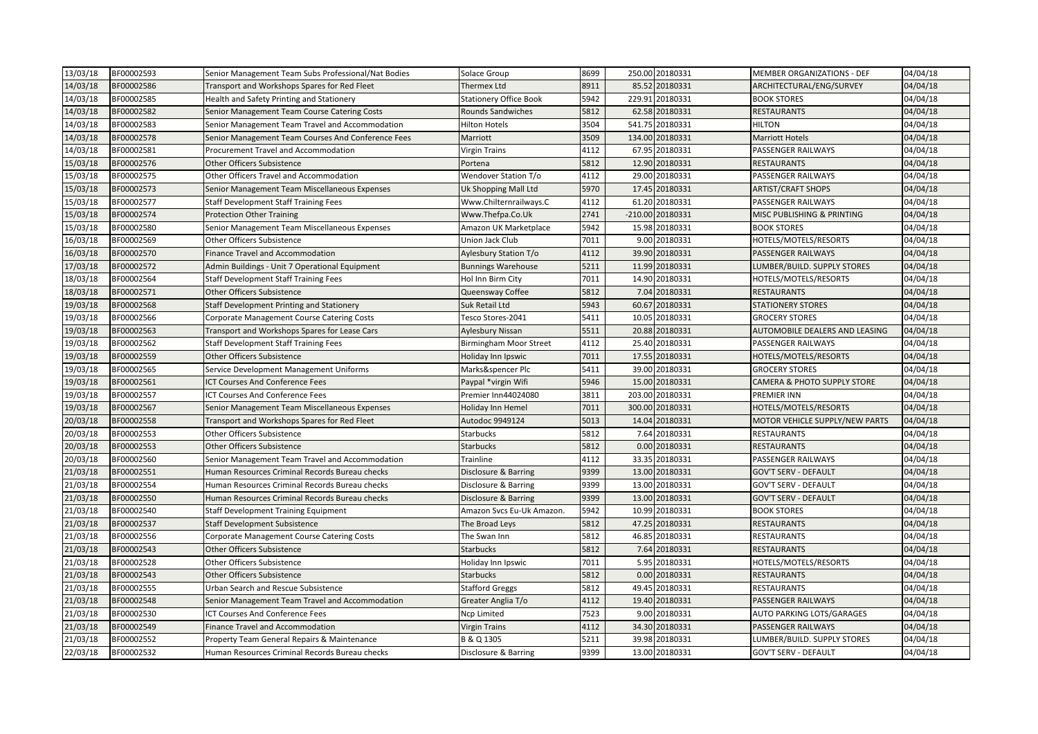| 13/03/18 | BF00002593 | Senior Management Team Subs Professional/Nat Bodies | Solace Group | 8699 | 250.00 | 20180331 | MEMBER ORGANIZATIONS - DEF | 04/04/18 |
|---|---|---|---|---|---|---|---|---|
| 14/03/18 | BF00002586 | Transport and Workshops Spares for Red Fleet | Thermex Ltd | 8911 | 85.52 | 20180331 | ARCHITECTURAL/ENG/SURVEY | 04/04/18 |
| 14/03/18 | BF00002585 | Health and Safety Printing and Stationery | Stationery Office Book | 5942 | 229.91 | 20180331 | BOOK STORES | 04/04/18 |
| 14/03/18 | BF00002582 | Senior Management Team Course Catering Costs | Rounds Sandwiches | 5812 | 62.58 | 20180331 | RESTAURANTS | 04/04/18 |
| 14/03/18 | BF00002583 | Senior Management Team Travel and Accommodation | Hilton Hotels | 3504 | 541.75 | 20180331 | HILTON | 04/04/18 |
| 14/03/18 | BF00002578 | Senior Management Team Courses And Conference Fees | Marriott | 3509 | 134.00 | 20180331 | Marriott Hotels | 04/04/18 |
| 14/03/18 | BF00002581 | Procurement Travel and Accommodation | Virgin Trains | 4112 | 67.95 | 20180331 | PASSENGER RAILWAYS | 04/04/18 |
| 15/03/18 | BF00002576 | Other Officers Subsistence | Portena | 5812 | 12.90 | 20180331 | RESTAURANTS | 04/04/18 |
| 15/03/18 | BF00002575 | Other Officers Travel and Accommodation | Wendover Station T/o | 4112 | 29.00 | 20180331 | PASSENGER RAILWAYS | 04/04/18 |
| 15/03/18 | BF00002573 | Senior Management Team Miscellaneous Expenses | Uk Shopping Mall Ltd | 5970 | 17.45 | 20180331 | ARTIST/CRAFT SHOPS | 04/04/18 |
| 15/03/18 | BF00002577 | Staff Development Staff Training Fees | Www.Chilternrailways.C | 4112 | 61.20 | 20180331 | PASSENGER RAILWAYS | 04/04/18 |
| 15/03/18 | BF00002574 | Protection Other Training | Www.Thefpa.Co.Uk | 2741 | -210.00 | 20180331 | MISC PUBLISHING & PRINTING | 04/04/18 |
| 15/03/18 | BF00002580 | Senior Management Team Miscellaneous Expenses | Amazon UK Marketplace | 5942 | 15.98 | 20180331 | BOOK STORES | 04/04/18 |
| 16/03/18 | BF00002569 | Other Officers Subsistence | Union Jack Club | 7011 | 9.00 | 20180331 | HOTELS/MOTELS/RESORTS | 04/04/18 |
| 16/03/18 | BF00002570 | Finance Travel and Accommodation | Aylesbury Station T/o | 4112 | 39.90 | 20180331 | PASSENGER RAILWAYS | 04/04/18 |
| 17/03/18 | BF00002572 | Admin Buildings - Unit 7 Operational Equipment | Bunnings Warehouse | 5211 | 11.99 | 20180331 | LUMBER/BUILD. SUPPLY STORES | 04/04/18 |
| 18/03/18 | BF00002564 | Staff Development Staff Training Fees | Hol Inn Birm City | 7011 | 14.90 | 20180331 | HOTELS/MOTELS/RESORTS | 04/04/18 |
| 18/03/18 | BF00002571 | Other Officers Subsistence | Queensway Coffee | 5812 | 7.04 | 20180331 | RESTAURANTS | 04/04/18 |
| 19/03/18 | BF00002568 | Staff Development Printing and Stationery | Suk Retail Ltd | 5943 | 60.67 | 20180331 | STATIONERY STORES | 04/04/18 |
| 19/03/18 | BF00002566 | Corporate Management Course Catering Costs | Tesco Stores-2041 | 5411 | 10.05 | 20180331 | GROCERY STORES | 04/04/18 |
| 19/03/18 | BF00002563 | Transport and Workshops Spares for Lease Cars | Aylesbury Nissan | 5511 | 20.88 | 20180331 | AUTOMOBILE DEALERS AND LEASING | 04/04/18 |
| 19/03/18 | BF00002562 | Staff Development Staff Training Fees | Birmingham Moor Street | 4112 | 25.40 | 20180331 | PASSENGER RAILWAYS | 04/04/18 |
| 19/03/18 | BF00002559 | Other Officers Subsistence | Holiday Inn Ipswic | 7011 | 17.55 | 20180331 | HOTELS/MOTELS/RESORTS | 04/04/18 |
| 19/03/18 | BF00002565 | Service Development Management Uniforms | Marks&spencer Plc | 5411 | 39.00 | 20180331 | GROCERY STORES | 04/04/18 |
| 19/03/18 | BF00002561 | ICT Courses And Conference Fees | Paypal *virgin Wifi | 5946 | 15.00 | 20180331 | CAMERA & PHOTO SUPPLY STORE | 04/04/18 |
| 19/03/18 | BF00002557 | ICT Courses And Conference Fees | Premier Inn44024080 | 3811 | 203.00 | 20180331 | PREMIER INN | 04/04/18 |
| 19/03/18 | BF00002567 | Senior Management Team Miscellaneous Expenses | Holiday Inn Hemel | 7011 | 300.00 | 20180331 | HOTELS/MOTELS/RESORTS | 04/04/18 |
| 20/03/18 | BF00002558 | Transport and Workshops Spares for Red Fleet | Autodoc 9949124 | 5013 | 14.04 | 20180331 | MOTOR VEHICLE SUPPLY/NEW PARTS | 04/04/18 |
| 20/03/18 | BF00002553 | Other Officers Subsistence | Starbucks | 5812 | 7.64 | 20180331 | RESTAURANTS | 04/04/18 |
| 20/03/18 | BF00002553 | Other Officers Subsistence | Starbucks | 5812 | 0.00 | 20180331 | RESTAURANTS | 04/04/18 |
| 20/03/18 | BF00002560 | Senior Management Team Travel and Accommodation | Trainline | 4112 | 33.35 | 20180331 | PASSENGER RAILWAYS | 04/04/18 |
| 21/03/18 | BF00002551 | Human Resources Criminal Records Bureau checks | Disclosure & Barring | 9399 | 13.00 | 20180331 | GOV'T SERV - DEFAULT | 04/04/18 |
| 21/03/18 | BF00002554 | Human Resources Criminal Records Bureau checks | Disclosure & Barring | 9399 | 13.00 | 20180331 | GOV'T SERV - DEFAULT | 04/04/18 |
| 21/03/18 | BF00002550 | Human Resources Criminal Records Bureau checks | Disclosure & Barring | 9399 | 13.00 | 20180331 | GOV'T SERV - DEFAULT | 04/04/18 |
| 21/03/18 | BF00002540 | Staff Development Training Equipment | Amazon Svcs Eu-Uk Amazon. | 5942 | 10.99 | 20180331 | BOOK STORES | 04/04/18 |
| 21/03/18 | BF00002537 | Staff Development Subsistence | The Broad Leys | 5812 | 47.25 | 20180331 | RESTAURANTS | 04/04/18 |
| 21/03/18 | BF00002556 | Corporate Management Course Catering Costs | The Swan Inn | 5812 | 46.85 | 20180331 | RESTAURANTS | 04/04/18 |
| 21/03/18 | BF00002543 | Other Officers Subsistence | Starbucks | 5812 | 7.64 | 20180331 | RESTAURANTS | 04/04/18 |
| 21/03/18 | BF00002528 | Other Officers Subsistence | Holiday Inn Ipswic | 7011 | 5.95 | 20180331 | HOTELS/MOTELS/RESORTS | 04/04/18 |
| 21/03/18 | BF00002543 | Other Officers Subsistence | Starbucks | 5812 | 0.00 | 20180331 | RESTAURANTS | 04/04/18 |
| 21/03/18 | BF00002555 | Urban Search and Rescue Subsistence | Stafford Greggs | 5812 | 49.45 | 20180331 | RESTAURANTS | 04/04/18 |
| 21/03/18 | BF00002548 | Senior Management Team Travel and Accommodation | Greater Anglia T/o | 4112 | 19.40 | 20180331 | PASSENGER RAILWAYS | 04/04/18 |
| 21/03/18 | BF00002530 | ICT Courses And Conference Fees | Ncp Limited | 7523 | 9.00 | 20180331 | AUTO PARKING LOTS/GARAGES | 04/04/18 |
| 21/03/18 | BF00002549 | Finance Travel and Accommodation | Virgin Trains | 4112 | 34.30 | 20180331 | PASSENGER RAILWAYS | 04/04/18 |
| 21/03/18 | BF00002552 | Property Team General Repairs & Maintenance | B & Q 1305 | 5211 | 39.98 | 20180331 | LUMBER/BUILD. SUPPLY STORES | 04/04/18 |
| 22/03/18 | BF00002532 | Human Resources Criminal Records Bureau checks | Disclosure & Barring | 9399 | 13.00 | 20180331 | GOV'T SERV - DEFAULT | 04/04/18 |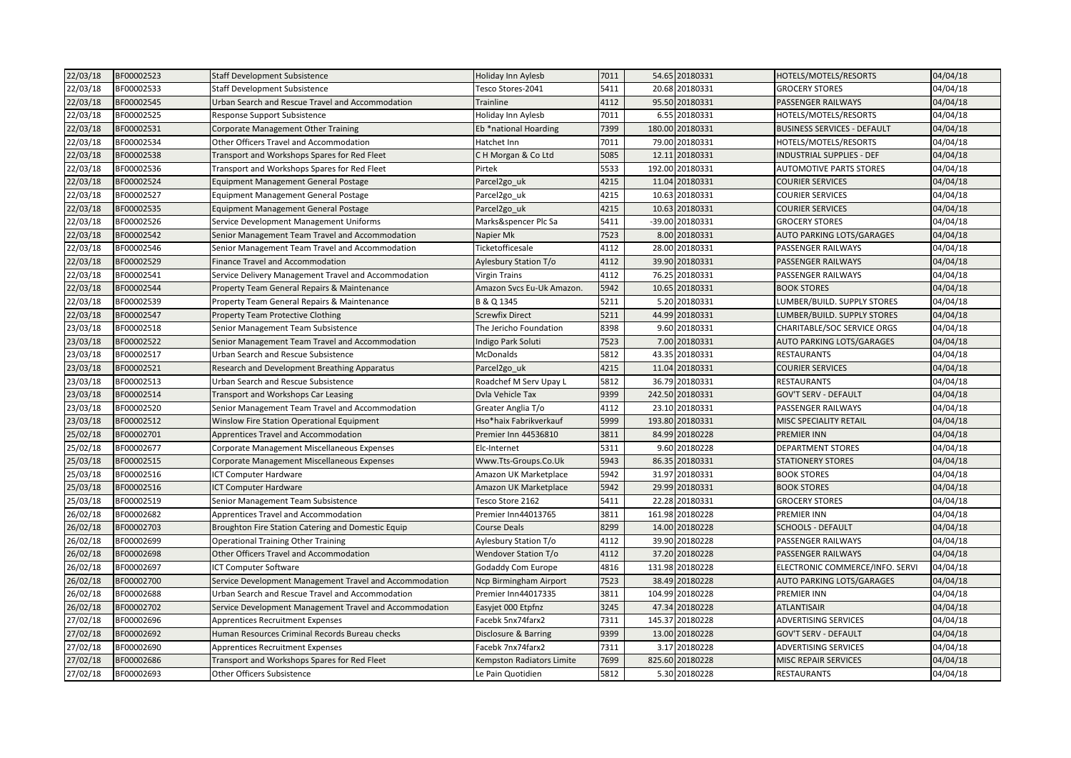| 22/03/18 | BF00002523 | Staff Development Subsistence | Holiday Inn Aylesb | 7011 | 54.65 | 20180331 | HOTELS/MOTELS/RESORTS | 04/04/18 |
|---|---|---|---|---|---|---|---|---|
| 22/03/18 | BF00002533 | Staff Development Subsistence | Tesco Stores-2041 | 5411 | 20.68 | 20180331 | GROCERY STORES | 04/04/18 |
| 22/03/18 | BF00002545 | Urban Search and Rescue Travel and Accommodation | Trainline | 4112 | 95.50 | 20180331 | PASSENGER RAILWAYS | 04/04/18 |
| 22/03/18 | BF00002525 | Response Support Subsistence | Holiday Inn Aylesb | 7011 | 6.55 | 20180331 | HOTELS/MOTELS/RESORTS | 04/04/18 |
| 22/03/18 | BF00002531 | Corporate Management Other Training | Eb *national Hoarding | 7399 | 180.00 | 20180331 | BUSINESS SERVICES - DEFAULT | 04/04/18 |
| 22/03/18 | BF00002534 | Other Officers Travel and Accommodation | Hatchet Inn | 7011 | 79.00 | 20180331 | HOTELS/MOTELS/RESORTS | 04/04/18 |
| 22/03/18 | BF00002538 | Transport and Workshops Spares for Red Fleet | C H Morgan & Co Ltd | 5085 | 12.11 | 20180331 | INDUSTRIAL SUPPLIES - DEF | 04/04/18 |
| 22/03/18 | BF00002536 | Transport and Workshops Spares for Red Fleet | Pirtek | 5533 | 192.00 | 20180331 | AUTOMOTIVE PARTS STORES | 04/04/18 |
| 22/03/18 | BF00002524 | Equipment Management General Postage | Parcel2go_uk | 4215 | 11.04 | 20180331 | COURIER SERVICES | 04/04/18 |
| 22/03/18 | BF00002527 | Equipment Management General Postage | Parcel2go_uk | 4215 | 10.63 | 20180331 | COURIER SERVICES | 04/04/18 |
| 22/03/18 | BF00002535 | Equipment Management General Postage | Parcel2go_uk | 4215 | 10.63 | 20180331 | COURIER SERVICES | 04/04/18 |
| 22/03/18 | BF00002526 | Service Development Management Uniforms | Marks&spencer Plc Sa | 5411 | -39.00 | 20180331 | GROCERY STORES | 04/04/18 |
| 22/03/18 | BF00002542 | Senior Management Team Travel and Accommodation | Napier Mk | 7523 | 8.00 | 20180331 | AUTO PARKING LOTS/GARAGES | 04/04/18 |
| 22/03/18 | BF00002546 | Senior Management Team Travel and Accommodation | Ticketofficesale | 4112 | 28.00 | 20180331 | PASSENGER RAILWAYS | 04/04/18 |
| 22/03/18 | BF00002529 | Finance Travel and Accommodation | Aylesbury Station T/o | 4112 | 39.90 | 20180331 | PASSENGER RAILWAYS | 04/04/18 |
| 22/03/18 | BF00002541 | Service Delivery Management Travel and Accommodation | Virgin Trains | 4112 | 76.25 | 20180331 | PASSENGER RAILWAYS | 04/04/18 |
| 22/03/18 | BF00002544 | Property Team General Repairs & Maintenance | Amazon Svcs Eu-Uk Amazon. | 5942 | 10.65 | 20180331 | BOOK STORES | 04/04/18 |
| 22/03/18 | BF00002539 | Property Team General Repairs & Maintenance | B & Q 1345 | 5211 | 5.20 | 20180331 | LUMBER/BUILD. SUPPLY STORES | 04/04/18 |
| 22/03/18 | BF00002547 | Property Team Protective Clothing | Screwfix Direct | 5211 | 44.99 | 20180331 | LUMBER/BUILD. SUPPLY STORES | 04/04/18 |
| 23/03/18 | BF00002518 | Senior Management Team Subsistence | The Jericho Foundation | 8398 | 9.60 | 20180331 | CHARITABLE/SOC SERVICE ORGS | 04/04/18 |
| 23/03/18 | BF00002522 | Senior Management Team Travel and Accommodation | Indigo Park Soluti | 7523 | 7.00 | 20180331 | AUTO PARKING LOTS/GARAGES | 04/04/18 |
| 23/03/18 | BF00002517 | Urban Search and Rescue Subsistence | McDonalds | 5812 | 43.35 | 20180331 | RESTAURANTS | 04/04/18 |
| 23/03/18 | BF00002521 | Research and Development Breathing Apparatus | Parcel2go_uk | 4215 | 11.04 | 20180331 | COURIER SERVICES | 04/04/18 |
| 23/03/18 | BF00002513 | Urban Search and Rescue Subsistence | Roadchef M Serv Upay L | 5812 | 36.79 | 20180331 | RESTAURANTS | 04/04/18 |
| 23/03/18 | BF00002514 | Transport and Workshops Car Leasing | Dvla Vehicle Tax | 9399 | 242.50 | 20180331 | GOV'T SERV - DEFAULT | 04/04/18 |
| 23/03/18 | BF00002520 | Senior Management Team Travel and Accommodation | Greater Anglia T/o | 4112 | 23.10 | 20180331 | PASSENGER RAILWAYS | 04/04/18 |
| 23/03/18 | BF00002512 | Winslow Fire Station Operational Equipment | Hso*haix Fabrikverkauf | 5999 | 193.80 | 20180331 | MISC SPECIALITY RETAIL | 04/04/18 |
| 25/02/18 | BF00002701 | Apprentices Travel and Accommodation | Premier Inn 44536810 | 3811 | 84.99 | 20180228 | PREMIER INN | 04/04/18 |
| 25/02/18 | BF00002677 | Corporate Management Miscellaneous Expenses | Elc-Internet | 5311 | 9.60 | 20180228 | DEPARTMENT STORES | 04/04/18 |
| 25/03/18 | BF00002515 | Corporate Management Miscellaneous Expenses | Www.Tts-Groups.Co.Uk | 5943 | 86.35 | 20180331 | STATIONERY STORES | 04/04/18 |
| 25/03/18 | BF00002516 | ICT Computer Hardware | Amazon UK Marketplace | 5942 | 31.97 | 20180331 | BOOK STORES | 04/04/18 |
| 25/03/18 | BF00002516 | ICT Computer Hardware | Amazon UK Marketplace | 5942 | 29.99 | 20180331 | BOOK STORES | 04/04/18 |
| 25/03/18 | BF00002519 | Senior Management Team Subsistence | Tesco Store 2162 | 5411 | 22.28 | 20180331 | GROCERY STORES | 04/04/18 |
| 26/02/18 | BF00002682 | Apprentices Travel and Accommodation | Premier Inn44013765 | 3811 | 161.98 | 20180228 | PREMIER INN | 04/04/18 |
| 26/02/18 | BF00002703 | Broughton Fire Station Catering and Domestic Equip | Course Deals | 8299 | 14.00 | 20180228 | SCHOOLS - DEFAULT | 04/04/18 |
| 26/02/18 | BF00002699 | Operational Training Other Training | Aylesbury Station T/o | 4112 | 39.90 | 20180228 | PASSENGER RAILWAYS | 04/04/18 |
| 26/02/18 | BF00002698 | Other Officers Travel and Accommodation | Wendover Station T/o | 4112 | 37.20 | 20180228 | PASSENGER RAILWAYS | 04/04/18 |
| 26/02/18 | BF00002697 | ICT Computer Software | Godaddy Com Europe | 4816 | 131.98 | 20180228 | ELECTRONIC COMMERCE/INFO. SERVI | 04/04/18 |
| 26/02/18 | BF00002700 | Service Development Management Travel and Accommodation | Ncp Birmingham Airport | 7523 | 38.49 | 20180228 | AUTO PARKING LOTS/GARAGES | 04/04/18 |
| 26/02/18 | BF00002688 | Urban Search and Rescue Travel and Accommodation | Premier Inn44017335 | 3811 | 104.99 | 20180228 | PREMIER INN | 04/04/18 |
| 26/02/18 | BF00002702 | Service Development Management Travel and Accommodation | Easyjet 000 Etpfnz | 3245 | 47.34 | 20180228 | ATLANTISAIR | 04/04/18 |
| 27/02/18 | BF00002696 | Apprentices Recruitment Expenses | Facebk 5nx74farx2 | 7311 | 145.37 | 20180228 | ADVERTISING SERVICES | 04/04/18 |
| 27/02/18 | BF00002692 | Human Resources Criminal Records Bureau checks | Disclosure & Barring | 9399 | 13.00 | 20180228 | GOV'T SERV - DEFAULT | 04/04/18 |
| 27/02/18 | BF00002690 | Apprentices Recruitment Expenses | Facebk 7nx74farx2 | 7311 | 3.17 | 20180228 | ADVERTISING SERVICES | 04/04/18 |
| 27/02/18 | BF00002686 | Transport and Workshops Spares for Red Fleet | Kempston Radiators Limite | 7699 | 825.60 | 20180228 | MISC REPAIR SERVICES | 04/04/18 |
| 27/02/18 | BF00002693 | Other Officers Subsistence | Le Pain Quotidien | 5812 | 5.30 | 20180228 | RESTAURANTS | 04/04/18 |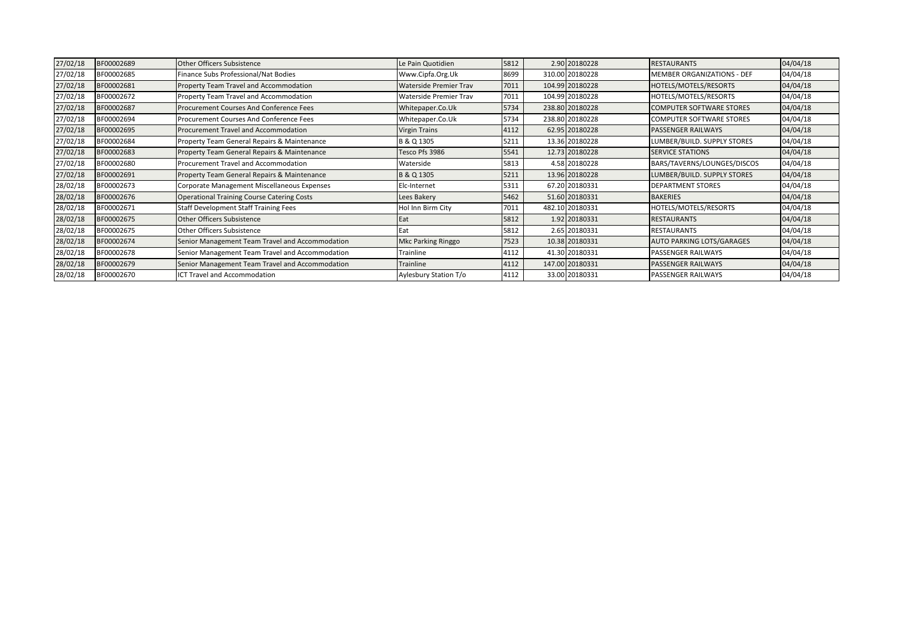| | | | | | | | | |
|---|---|---|---|---|---|---|---|---|
| 27/02/18 | BF00002689 | Other Officers Subsistence | Le Pain Quotidien | 5812 | 2.90 | 20180228 | RESTAURANTS | 04/04/18 |
| 27/02/18 | BF00002685 | Finance Subs Professional/Nat Bodies | Www.Cipfa.Org.Uk | 8699 | 310.00 | 20180228 | MEMBER ORGANIZATIONS - DEF | 04/04/18 |
| 27/02/18 | BF00002681 | Property Team Travel and Accommodation | Waterside Premier Trav | 7011 | 104.99 | 20180228 | HOTELS/MOTELS/RESORTS | 04/04/18 |
| 27/02/18 | BF00002672 | Property Team Travel and Accommodation | Waterside Premier Trav | 7011 | 104.99 | 20180228 | HOTELS/MOTELS/RESORTS | 04/04/18 |
| 27/02/18 | BF00002687 | Procurement Courses And Conference Fees | Whitepaper.Co.Uk | 5734 | 238.80 | 20180228 | COMPUTER SOFTWARE STORES | 04/04/18 |
| 27/02/18 | BF00002694 | Procurement Courses And Conference Fees | Whitepaper.Co.Uk | 5734 | 238.80 | 20180228 | COMPUTER SOFTWARE STORES | 04/04/18 |
| 27/02/18 | BF00002695 | Procurement Travel and Accommodation | Virgin Trains | 4112 | 62.95 | 20180228 | PASSENGER RAILWAYS | 04/04/18 |
| 27/02/18 | BF00002684 | Property Team General Repairs & Maintenance | B & Q 1305 | 5211 | 13.36 | 20180228 | LUMBER/BUILD. SUPPLY STORES | 04/04/18 |
| 27/02/18 | BF00002683 | Property Team General Repairs & Maintenance | Tesco Pfs 3986 | 5541 | 12.73 | 20180228 | SERVICE STATIONS | 04/04/18 |
| 27/02/18 | BF00002680 | Procurement Travel and Accommodation | Waterside | 5813 | 4.58 | 20180228 | BARS/TAVERNS/LOUNGES/DISCOS | 04/04/18 |
| 27/02/18 | BF00002691 | Property Team General Repairs & Maintenance | B & Q 1305 | 5211 | 13.96 | 20180228 | LUMBER/BUILD. SUPPLY STORES | 04/04/18 |
| 28/02/18 | BF00002673 | Corporate Management Miscellaneous Expenses | Elc-Internet | 5311 | 67.20 | 20180331 | DEPARTMENT STORES | 04/04/18 |
| 28/02/18 | BF00002676 | Operational Training Course Catering Costs | Lees Bakery | 5462 | 51.60 | 20180331 | BAKERIES | 04/04/18 |
| 28/02/18 | BF00002671 | Staff Development Staff Training Fees | Hol Inn Birm City | 7011 | 482.10 | 20180331 | HOTELS/MOTELS/RESORTS | 04/04/18 |
| 28/02/18 | BF00002675 | Other Officers Subsistence | Eat | 5812 | 1.92 | 20180331 | RESTAURANTS | 04/04/18 |
| 28/02/18 | BF00002675 | Other Officers Subsistence | Eat | 5812 | 2.65 | 20180331 | RESTAURANTS | 04/04/18 |
| 28/02/18 | BF00002674 | Senior Management Team Travel and Accommodation | Mkc Parking Ringgo | 7523 | 10.38 | 20180331 | AUTO PARKING LOTS/GARAGES | 04/04/18 |
| 28/02/18 | BF00002678 | Senior Management Team Travel and Accommodation | Trainline | 4112 | 41.30 | 20180331 | PASSENGER RAILWAYS | 04/04/18 |
| 28/02/18 | BF00002679 | Senior Management Team Travel and Accommodation | Trainline | 4112 | 147.00 | 20180331 | PASSENGER RAILWAYS | 04/04/18 |
| 28/02/18 | BF00002670 | ICT Travel and Accommodation | Aylesbury Station T/o | 4112 | 33.00 | 20180331 | PASSENGER RAILWAYS | 04/04/18 |